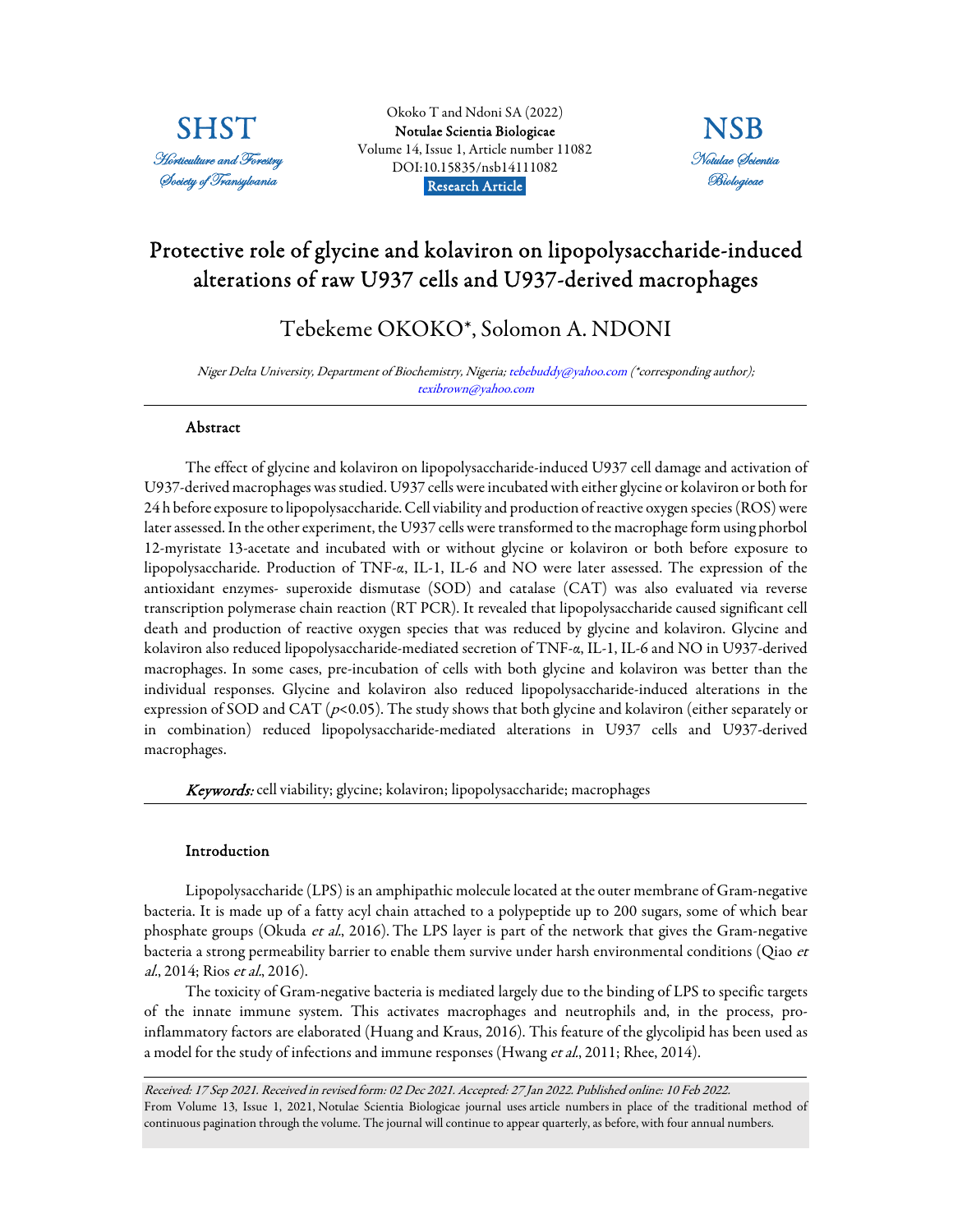Okoko T and Ndoni SA (2022)
**Notulae Scientia Biologicae**
Volume 14, Issue 1, Article number 11082
DOI:10.15835/nsb14111082
**Research Article**

# Protective role of glycine and kolaviron on lipopolysaccharide-induced alterations of raw U937 cells and U937-derived macrophages

## Tebekeme OKOKO*, Solomon A. NDONI

*Niger Delta University, Department of Biochemistry, Nigeria; tebebuddy@yahoo.com (\*corresponding author); texibrown@yahoo.com*

### Abstract

The effect of glycine and kolaviron on lipopolysaccharide-induced U937 cell damage and activation of U937-derived macrophages was studied. U937 cells were incubated with either glycine or kolaviron or both for 24 h before exposure to lipopolysaccharide. Cell viability and production of reactive oxygen species (ROS) were later assessed. In the other experiment, the U937 cells were transformed to the macrophage form using phorbol 12-myristate 13-acetate and incubated with or without glycine or kolaviron or both before exposure to lipopolysaccharide. Production of TNF-*α*, IL-1, IL-6 and NO were later assessed. The expression of the antioxidant enzymes- superoxide dismutase (SOD) and catalase (CAT) was also evaluated via reverse transcription polymerase chain reaction (RT PCR). It revealed that lipopolysaccharide caused significant cell death and production of reactive oxygen species that was reduced by glycine and kolaviron. Glycine and kolaviron also reduced lipopolysaccharide-mediated secretion of TNF-*α*, IL-1, IL-6 and NO in U937-derived macrophages. In some cases, pre-incubation of cells with both glycine and kolaviron was better than the individual responses. Glycine and kolaviron also reduced lipopolysaccharide-induced alterations in the expression of SOD and CAT ($p<0.05$). The study shows that both glycine and kolaviron (either separately or in combination) reduced lipopolysaccharide-mediated alterations in U937 cells and U937-derived macrophages.

***Keywords:*** cell viability; glycine; kolaviron; lipopolysaccharide; macrophages

### Introduction

Lipopolysaccharide (LPS) is an amphipathic molecule located at the outer membrane of Gram-negative bacteria. It is made up of a fatty acyl chain attached to a polypeptide up to 200 sugars, some of which bear phosphate groups (Okuda *et al.*, 2016). The LPS layer is part of the network that gives the Gram-negative bacteria a strong permeability barrier to enable them survive under harsh environmental conditions (Qiao *et al.*, 2014; Rios *et al.*, 2016).

The toxicity of Gram-negative bacteria is mediated largely due to the binding of LPS to specific targets of the innate immune system. This activates macrophages and neutrophils and, in the process, pro-inflammatory factors are elaborated (Huang and Kraus, 2016). This feature of the glycolipid has been used as a model for the study of infections and immune responses (Hwang *et al.*, 2011; Rhee, 2014).

*Received: 17 Sep 2021. Received in revised form: 02 Dec 2021. Accepted: 27 Jan 2022. Published online: 10 Feb 2022.*
From Volume 13, Issue 1, 2021, Notulae Scientia Biologicae journal uses article numbers in place of the traditional method of continuous pagination through the volume. The journal will continue to appear quarterly, as before, with four annual numbers.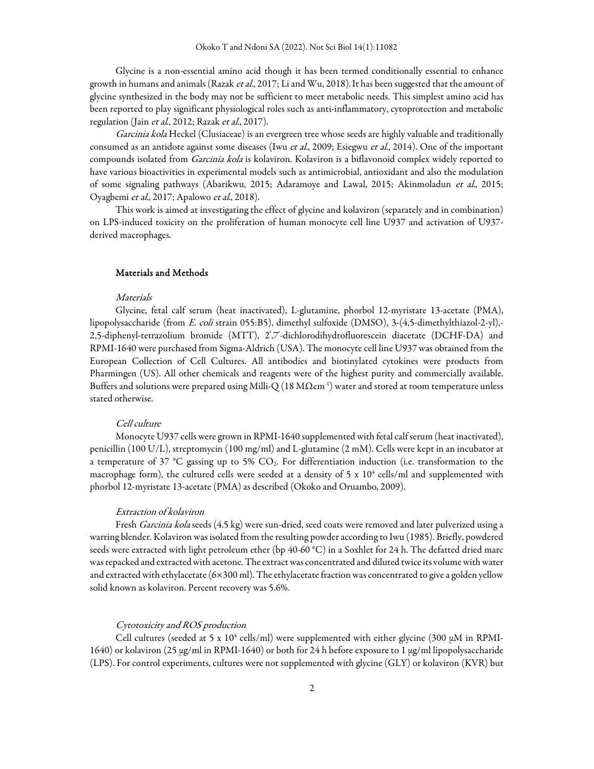Glycine is a non-essential amino acid though it has been termed conditionally essential to enhance growth in humans and animals (Razak *et al*., 2017; Li and Wu, 2018). It has been suggested that the amount of glycine synthesized in the body may not be sufficient to meet metabolic needs. This simplest amino acid has been reported to play significant physiological roles such as anti-inflammatory, cytoprotection and metabolic regulation (Jain *et al*., 2012; Razak *et al*., 2017).

*Garcinia kola* Heckel (Clusiaceae) is an evergreen tree whose seeds are highly valuable and traditionally consumed as an antidote against some diseases (Iwu *et al*., 2009; Esiegwu *et al*., 2014). One of the important compounds isolated from *Garcinia kola* is kolaviron. Kolaviron is a biflavonoid complex widely reported to have various bioactivities in experimental models such as antimicrobial, antioxidant and also the modulation of some signaling pathways (Abarikwu, 2015; Adaramoye and Lawal, 2015; Akinmoladun *et al*., 2015; Oyagbemi *et al*., 2017; Apalowo *et al*., 2018).

This work is aimed at investigating the effect of glycine and kolaviron (separately and in combination) on LPS-induced toxicity on the proliferation of human monocyte cell line U937 and activation of U937-derived macrophages.

## Materials and Methods

### *Materials*

Glycine, fetal calf serum (heat inactivated), L-glutamine, phorbol 12-myristate 13-acetate (PMA), lipopolysaccharide (from *E. coli* strain 055:B5), dimethyl sulfoxide (DMSO), 3-(4,5-dimethylthiazol-2-yl),-2,5-diphenyl-tetrazolium bromide (MTT), 2′,7′-dichlorodihydrofluorescein diacetate (DCHF-DA) and RPMI-1640 were purchased from Sigma-Aldrich (USA). The monocyte cell line U937 was obtained from the European Collection of Cell Cultures. All antibodies and biotinylated cytokines were products from Pharmingen (US). All other chemicals and reagents were of the highest purity and commercially available. Buffers and solutions were prepared using Milli-Q (18 M$\Omega$cm$^{-1}$) water and stored at room temperature unless stated otherwise.

### *Cell culture*

Monocyte U937 cells were grown in RPMI-1640 supplemented with fetal calf serum (heat inactivated), penicillin (100 U/L), streptomycin (100 mg/ml) and L-glutamine (2 mM). Cells were kept in an incubator at a temperature of 37 °C gassing up to 5% $CO_2$. For differentiation induction (i.e. transformation to the macrophage form), the cultured cells were seeded at a density of 5 x $10^4$ cells/ml and supplemented with phorbol 12-myristate 13-acetate (PMA) as described (Okoko and Oruambo, 2009).

### *Extraction of kolaviron*

Fresh *Garcinia kola* seeds (4.5 kg) were sun-dried, seed coats were removed and later pulverized using a warring blender. Kolaviron was isolated from the resulting powder according to Iwu (1985). Briefly, powdered seeds were extracted with light petroleum ether (bp 40-60 °C) in a Soxhlet for 24 h. The defatted dried marc was repacked and extracted with acetone. The extract was concentrated and diluted twice its volume with water and extracted with ethylacetate (6×300 ml). The ethylacetate fraction was concentrated to give a golden yellow solid known as kolaviron. Percent recovery was 5.6%.

### *Cytotoxicity and ROS production*

Cell cultures (seeded at 5 x $10^4$ cells/ml) were supplemented with either glycine (300 μM in RPMI-1640) or kolaviron (25 μg/ml in RPMI-1640) or both for 24 h before exposure to 1 μg/ml lipopolysaccharide (LPS). For control experiments, cultures were not supplemented with glycine (GLY) or kolaviron (KVR) but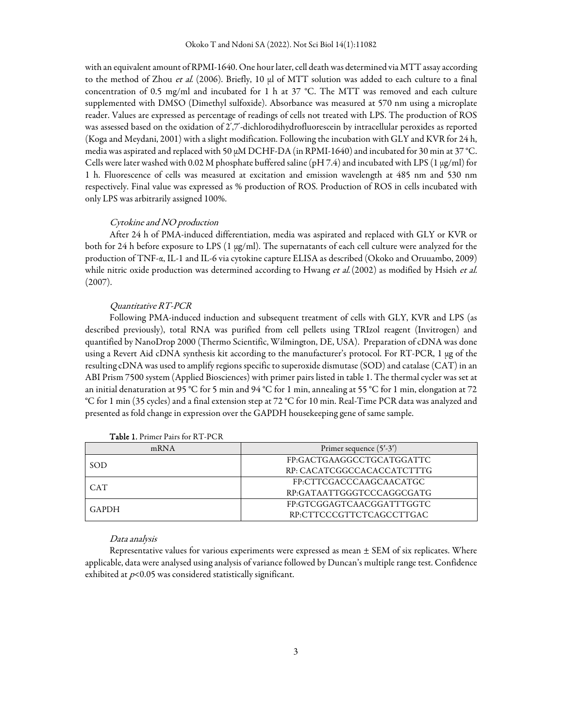with an equivalent amount of RPMI-1640. One hour later, cell death was determined via MTT assay according to the method of Zhou *et al.* (2006). Briefly, 10 µl of MTT solution was added to each culture to a final concentration of 0.5 mg/ml and incubated for 1 h at 37 °C. The MTT was removed and each culture supplemented with DMSO (Dimethyl sulfoxide). Absorbance was measured at 570 nm using a microplate reader. Values are expressed as percentage of readings of cells not treated with LPS. The production of ROS was assessed based on the oxidation of 2′,7′-dichlorodihydrofluorescein by intracellular peroxides as reported (Koga and Meydani, 2001) with a slight modification. Following the incubation with GLY and KVR for 24 h, media was aspirated and replaced with 50 µM DCHF-DA (in RPMI-1640) and incubated for 30 min at 37 °C. Cells were later washed with 0.02 M phosphate buffered saline (pH 7.4) and incubated with LPS (1 µg/ml) for 1 h. Fluorescence of cells was measured at excitation and emission wavelength at 485 nm and 530 nm respectively. Final value was expressed as % production of ROS. Production of ROS in cells incubated with only LPS was arbitrarily assigned 100%.

### *Cytokine and NO production*

After 24 h of PMA-induced differentiation, media was aspirated and replaced with GLY or KVR or both for 24 h before exposure to LPS (1 µg/ml). The supernatants of each cell culture were analyzed for the production of TNF-α, IL-1 and IL-6 via cytokine capture ELISA as described (Okoko and Oruuambo, 2009) while nitric oxide production was determined according to Hwang *et al.* (2002) as modified by Hsieh *et al.* (2007).

### *Quantitative RT-PCR*

Following PMA-induced induction and subsequent treatment of cells with GLY, KVR and LPS (as described previously), total RNA was purified from cell pellets using TRIzol reagent (Invitrogen) and quantified by NanoDrop 2000 (Thermo Scientific, Wilmington, DE, USA). Preparation of cDNA was done using a Revert Aid cDNA synthesis kit according to the manufacturer's protocol. For RT-PCR, 1 µg of the resulting cDNA was used to amplify regions specific to superoxide dismutase (SOD) and catalase (CAT) in an ABI Prism 7500 system (Applied Biosciences) with primer pairs listed in table 1. The thermal cycler was set at an initial denaturation at 95 °C for 5 min and 94 °C for 1 min, annealing at 55 °C for 1 min, elongation at 72 °C for 1 min (35 cycles) and a final extension step at 72 °C for 10 min. Real-Time PCR data was analyzed and presented as fold change in expression over the GAPDH housekeeping gene of same sample.

**Table 1.** Primer Pairs for RT-PCR

| mRNA | Primer sequence (5′-3′) |
|---|---|
| SOD | FP:GACTGAAGGCCTGCATGGATTC<br>RP: CACATCGGCCACACCATCTTTG |
| CAT | FP:CTTCGACCCAAGCAACATGC<br>RP:GATAATTGGGTCCCAGGCGATG |
| GAPDH | FP:GTCGGAGTCAACGGATTTGGTC<br>RP:CTTCCCGTTCTCAGCCTTGAC |

### *Data analysis*

Representative values for various experiments were expressed as mean ± SEM of six replicates. Where applicable, data were analysed using analysis of variance followed by Duncan's multiple range test. Confidence exhibited at $p<0.05$ was considered statistically significant.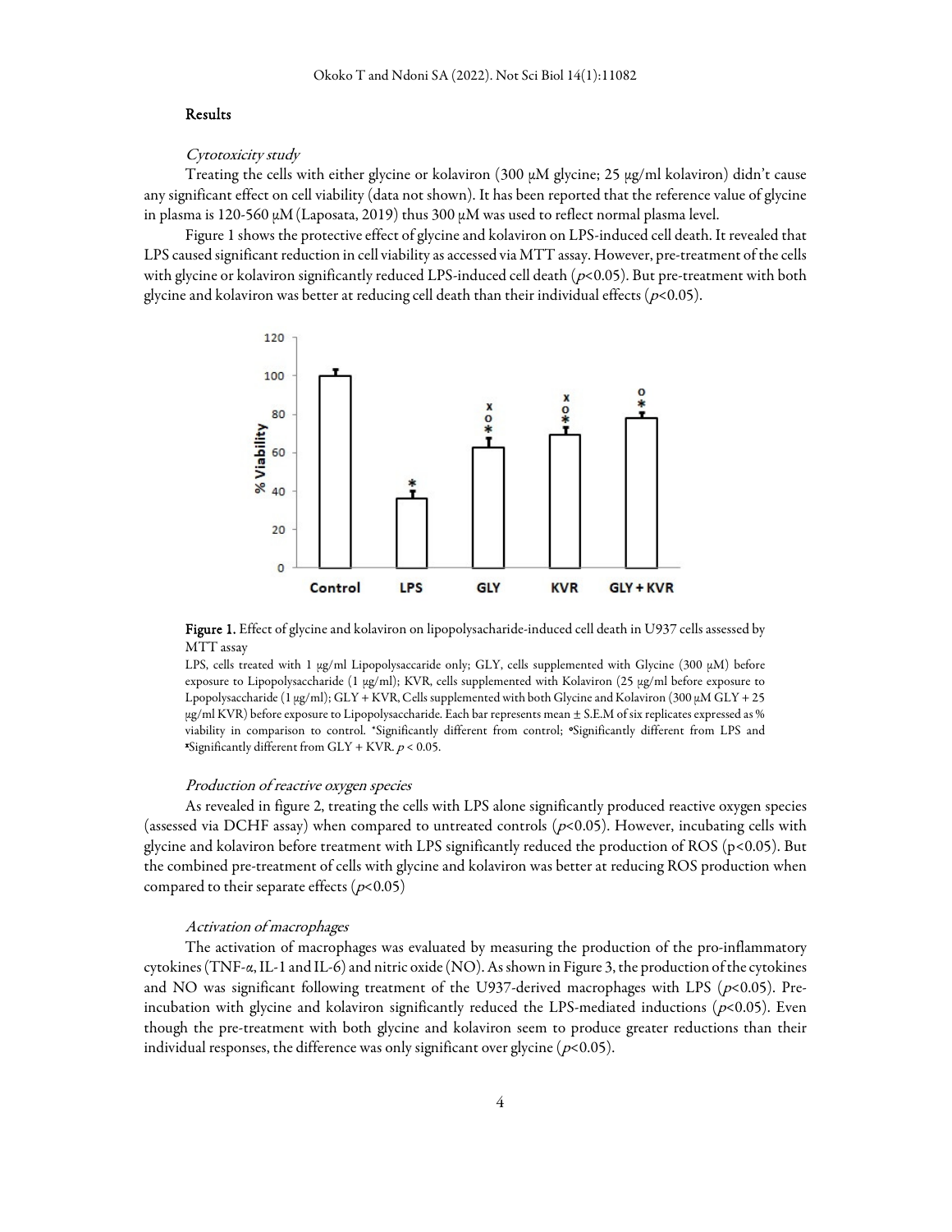## Results

### *Cytotoxicity study*

Treating the cells with either glycine or kolaviron (300 μM glycine; 25 μg/ml kolaviron) didn't cause any significant effect on cell viability (data not shown). It has been reported that the reference value of glycine in plasma is 120-560 μM (Laposata, 2019) thus 300 μM was used to reflect normal plasma level.

Figure 1 shows the protective effect of glycine and kolaviron on LPS-induced cell death. It revealed that LPS caused significant reduction in cell viability as accessed via MTT assay. However, pre-treatment of the cells with glycine or kolaviron significantly reduced LPS-induced cell death ($p<0.05$). But pre-treatment with both glycine and kolaviron was better at reducing cell death than their individual effects ($p<0.05$).

**Figure 1.** Effect of glycine and kolaviron on lipopolysacharide-induced cell death in U937 cells assessed by MTT assay

LPS, cells treated with 1 μg/ml Lipopolysaccaride only; GLY, cells supplemented with Glycine (300 μM) before exposure to Lipopolysaccharide (1 μg/ml); KVR, cells supplemented with Kolaviron (25 μg/ml before exposure to Lpopolysaccharide (1 μg/ml); GLY + KVR, Cells supplemented with both Glycine and Kolaviron (300 μM GLY + 25 μg/ml KVR) before exposure to Lipopolysaccharide. Each bar represents mean ± S.E.M of six replicates expressed as % viability in comparison to control. *Significantly different from control; °Significantly different from LPS and ˣSignificantly different from GLY + KVR. $p < 0.05$.

### *Production of reactive oxygen species*

As revealed in figure 2, treating the cells with LPS alone significantly produced reactive oxygen species (assessed via DCHF assay) when compared to untreated controls ($p<0.05$). However, incubating cells with glycine and kolaviron before treatment with LPS significantly reduced the production of ROS ($p<0.05$). But the combined pre-treatment of cells with glycine and kolaviron was better at reducing ROS production when compared to their separate effects ($p<0.05$)

### *Activation of macrophages*

The activation of macrophages was evaluated by measuring the production of the pro-inflammatory cytokines (TNF-$\alpha$, IL-1 and IL-6) and nitric oxide (NO). As shown in Figure 3, the production of the cytokines and NO was significant following treatment of the U937-derived macrophages with LPS ($p<0.05$). Pre-incubation with glycine and kolaviron significantly reduced the LPS-mediated inductions ($p<0.05$). Even though the pre-treatment with both glycine and kolaviron seem to produce greater reductions than their individual responses, the difference was only significant over glycine ($p<0.05$).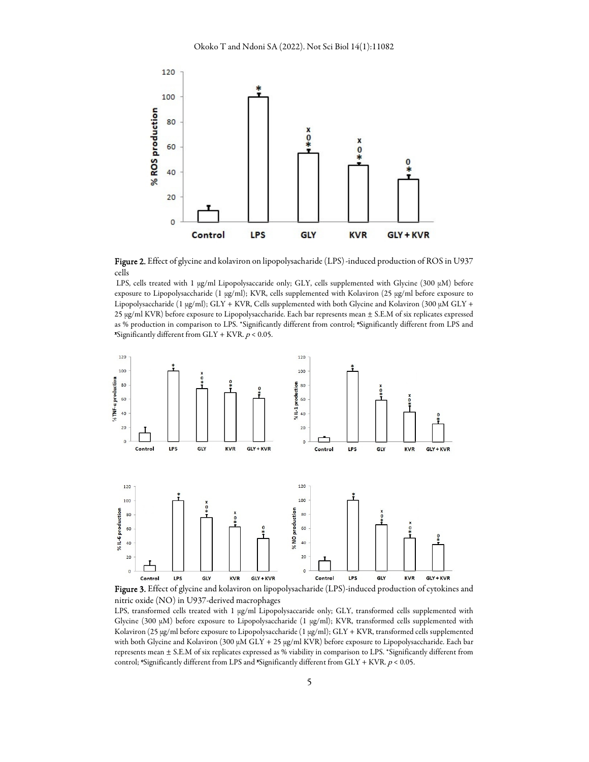**Figure 2.** Effect of glycine and kolaviron on lipopolysacharide (LPS)-induced production of ROS in U937 cells

LPS, cells treated with 1 μg/ml Lipopolysaccaride only; GLY, cells supplemented with Glycine (300 μM) before exposure to Lipopolysaccharide (1 μg/ml); KVR, cells supplemented with Kolaviron (25 μg/ml before exposure to Lipopolysaccharide (1 μg/ml); GLY + KVR, Cells supplemented with both Glycine and Kolaviron (300 μM GLY + 25 μg/ml KVR) before exposure to Lipopolysaccharide. Each bar represents mean ± S.E.M of six replicates expressed as % production in comparison to LPS. *Significantly different from control; °Significantly different from LPS and ˣSignificantly different from GLY + KVR. $p < 0.05$.

**Figure 3.** Effect of glycine and kolaviron on lipopolysacharide (LPS)-induced production of cytokines and nitric oxide (NO) in U937-derived macrophages

LPS, transformed cells treated with 1 μg/ml Lipopolysaccaride only; GLY, transformed cells supplemented with Glycine (300 μM) before exposure to Lipopolysaccharide (1 μg/ml); KVR, transformed cells supplemented with Kolaviron (25 μg/ml before exposure to Lipopolysaccharide (1 μg/ml); GLY + KVR, transformed cells supplemented with both Glycine and Kolaviron (300 μM GLY + 25 μg/ml KVR) before exposure to Lipopolysaccharide. Each bar represents mean ± S.E.M of six replicates expressed as % viability in comparison to LPS. *Significantly different from control; °Significantly different from LPS and ˣSignificantly different from GLY + KVR. $p < 0.05$.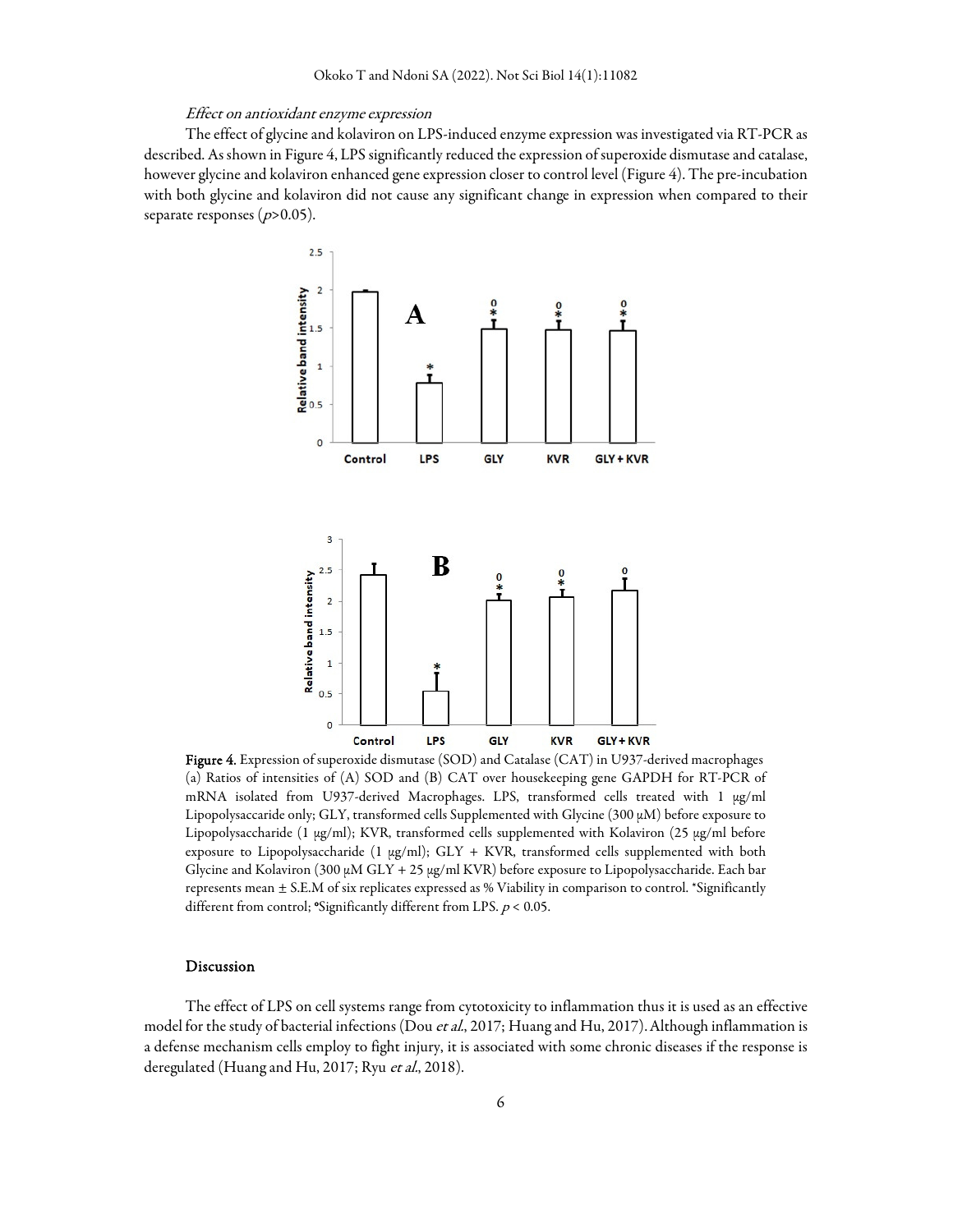*Effect on antioxidant enzyme expression*

The effect of glycine and kolaviron on LPS-induced enzyme expression was investigated via RT-PCR as described. As shown in Figure 4, LPS significantly reduced the expression of superoxide dismutase and catalase, however glycine and kolaviron enhanced gene expression closer to control level (Figure 4). The pre-incubation with both glycine and kolaviron did not cause any significant change in expression when compared to their separate responses ($p$>0.05).

**Figure 4.** Expression of superoxide dismutase (SOD) and Catalase (CAT) in U937-derived macrophages (a) Ratios of intensities of (A) SOD and (B) CAT over housekeeping gene GAPDH for RT-PCR of mRNA isolated from U937-derived Macrophages. LPS, transformed cells treated with 1 µg/ml Lipopolysaccaride only; GLY, transformed cells Supplemented with Glycine (300 µM) before exposure to Lipopolysaccharide (1 µg/ml); KVR, transformed cells supplemented with Kolaviron (25 µg/ml before exposure to Lipopolysaccharide (1 µg/ml); GLY + KVR, transformed cells supplemented with both Glycine and Kolaviron (300 µM GLY + 25 µg/ml KVR) before exposure to Lipopolysaccharide. Each bar represents mean ± S.E.M of six replicates expressed as % Viability in comparison to control. *Significantly different from control; °Significantly different from LPS. $p$ < 0.05.

## Discussion

The effect of LPS on cell systems range from cytotoxicity to inflammation thus it is used as an effective model for the study of bacterial infections (Dou *et al.*, 2017; Huang and Hu, 2017). Although inflammation is a defense mechanism cells employ to fight injury, it is associated with some chronic diseases if the response is deregulated (Huang and Hu, 2017; Ryu *et al.*, 2018).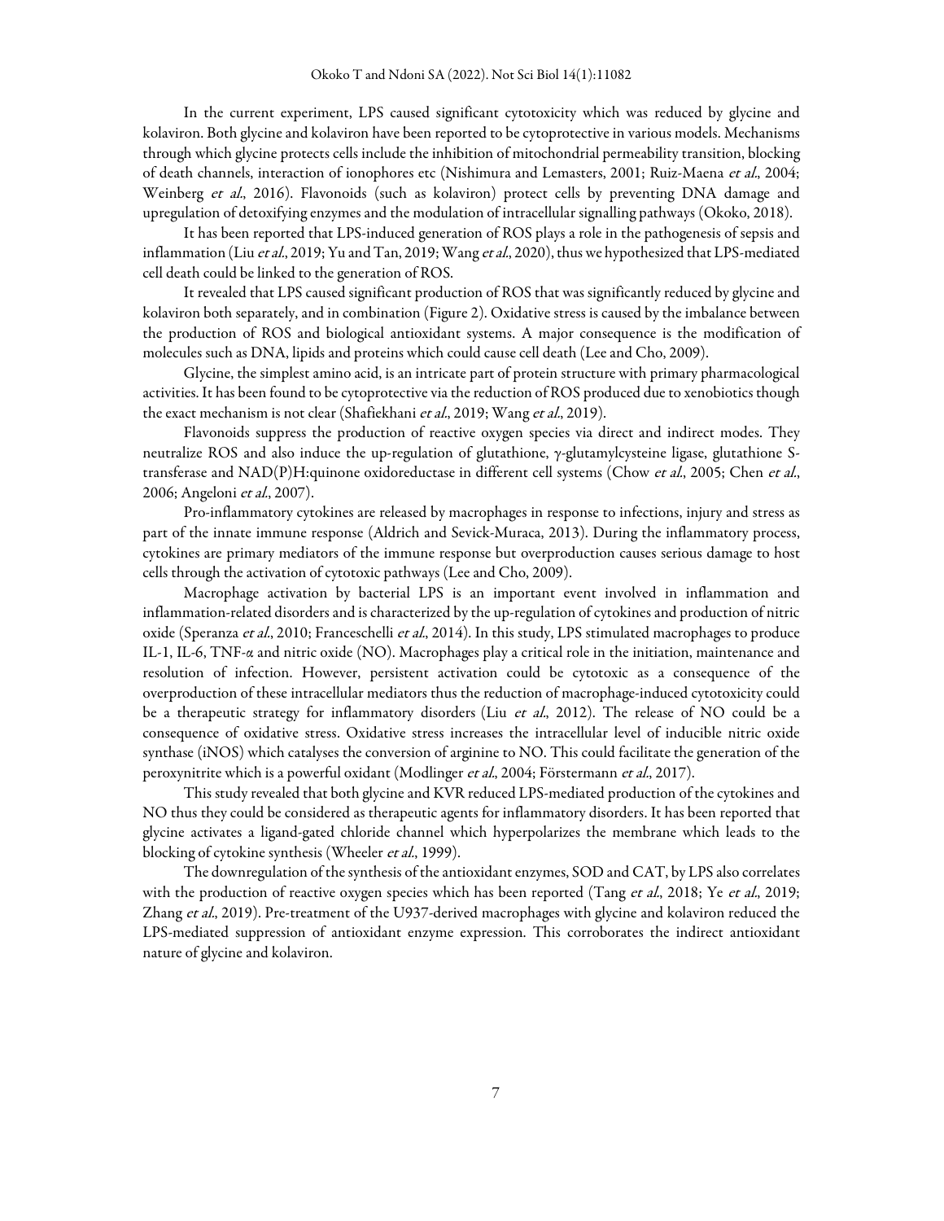In the current experiment, LPS caused significant cytotoxicity which was reduced by glycine and kolaviron. Both glycine and kolaviron have been reported to be cytoprotective in various models. Mechanisms through which glycine protects cells include the inhibition of mitochondrial permeability transition, blocking of death channels, interaction of ionophores etc (Nishimura and Lemasters, 2001; Ruiz-Maena *et al.*, 2004; Weinberg *et al.*, 2016). Flavonoids (such as kolaviron) protect cells by preventing DNA damage and upregulation of detoxifying enzymes and the modulation of intracellular signalling pathways (Okoko, 2018).

It has been reported that LPS-induced generation of ROS plays a role in the pathogenesis of sepsis and inflammation (Liu *et al.*, 2019; Yu and Tan, 2019; Wang *et al.*, 2020), thus we hypothesized that LPS-mediated cell death could be linked to the generation of ROS.

It revealed that LPS caused significant production of ROS that was significantly reduced by glycine and kolaviron both separately, and in combination (Figure 2). Oxidative stress is caused by the imbalance between the production of ROS and biological antioxidant systems. A major consequence is the modification of molecules such as DNA, lipids and proteins which could cause cell death (Lee and Cho, 2009).

Glycine, the simplest amino acid, is an intricate part of protein structure with primary pharmacological activities. It has been found to be cytoprotective via the reduction of ROS produced due to xenobiotics though the exact mechanism is not clear (Shafiekhani *et al.*, 2019; Wang *et al.*, 2019).

Flavonoids suppress the production of reactive oxygen species via direct and indirect modes. They neutralize ROS and also induce the up-regulation of glutathione, γ-glutamylcysteine ligase, glutathione S-transferase and NAD(P)H:quinone oxidoreductase in different cell systems (Chow *et al.*, 2005; Chen *et al.*, 2006; Angeloni *et al.*, 2007).

Pro-inflammatory cytokines are released by macrophages in response to infections, injury and stress as part of the innate immune response (Aldrich and Sevick-Muraca, 2013). During the inflammatory process, cytokines are primary mediators of the immune response but overproduction causes serious damage to host cells through the activation of cytotoxic pathways (Lee and Cho, 2009).

Macrophage activation by bacterial LPS is an important event involved in inflammation and inflammation-related disorders and is characterized by the up-regulation of cytokines and production of nitric oxide (Speranza *et al.*, 2010; Franceschelli *et al.*, 2014). In this study, LPS stimulated macrophages to produce IL-1, IL-6, TNF-α and nitric oxide (NO). Macrophages play a critical role in the initiation, maintenance and resolution of infection. However, persistent activation could be cytotoxic as a consequence of the overproduction of these intracellular mediators thus the reduction of macrophage-induced cytotoxicity could be a therapeutic strategy for inflammatory disorders (Liu *et al.*, 2012). The release of NO could be a consequence of oxidative stress. Oxidative stress increases the intracellular level of inducible nitric oxide synthase (iNOS) which catalyses the conversion of arginine to NO. This could facilitate the generation of the peroxynitrite which is a powerful oxidant (Modlinger *et al.*, 2004; Förstermann *et al.*, 2017).

This study revealed that both glycine and KVR reduced LPS-mediated production of the cytokines and NO thus they could be considered as therapeutic agents for inflammatory disorders. It has been reported that glycine activates a ligand-gated chloride channel which hyperpolarizes the membrane which leads to the blocking of cytokine synthesis (Wheeler *et al.*, 1999).

The downregulation of the synthesis of the antioxidant enzymes, SOD and CAT, by LPS also correlates with the production of reactive oxygen species which has been reported (Tang *et al.*, 2018; Ye *et al.*, 2019; Zhang *et al.*, 2019). Pre-treatment of the U937-derived macrophages with glycine and kolaviron reduced the LPS-mediated suppression of antioxidant enzyme expression. This corroborates the indirect antioxidant nature of glycine and kolaviron.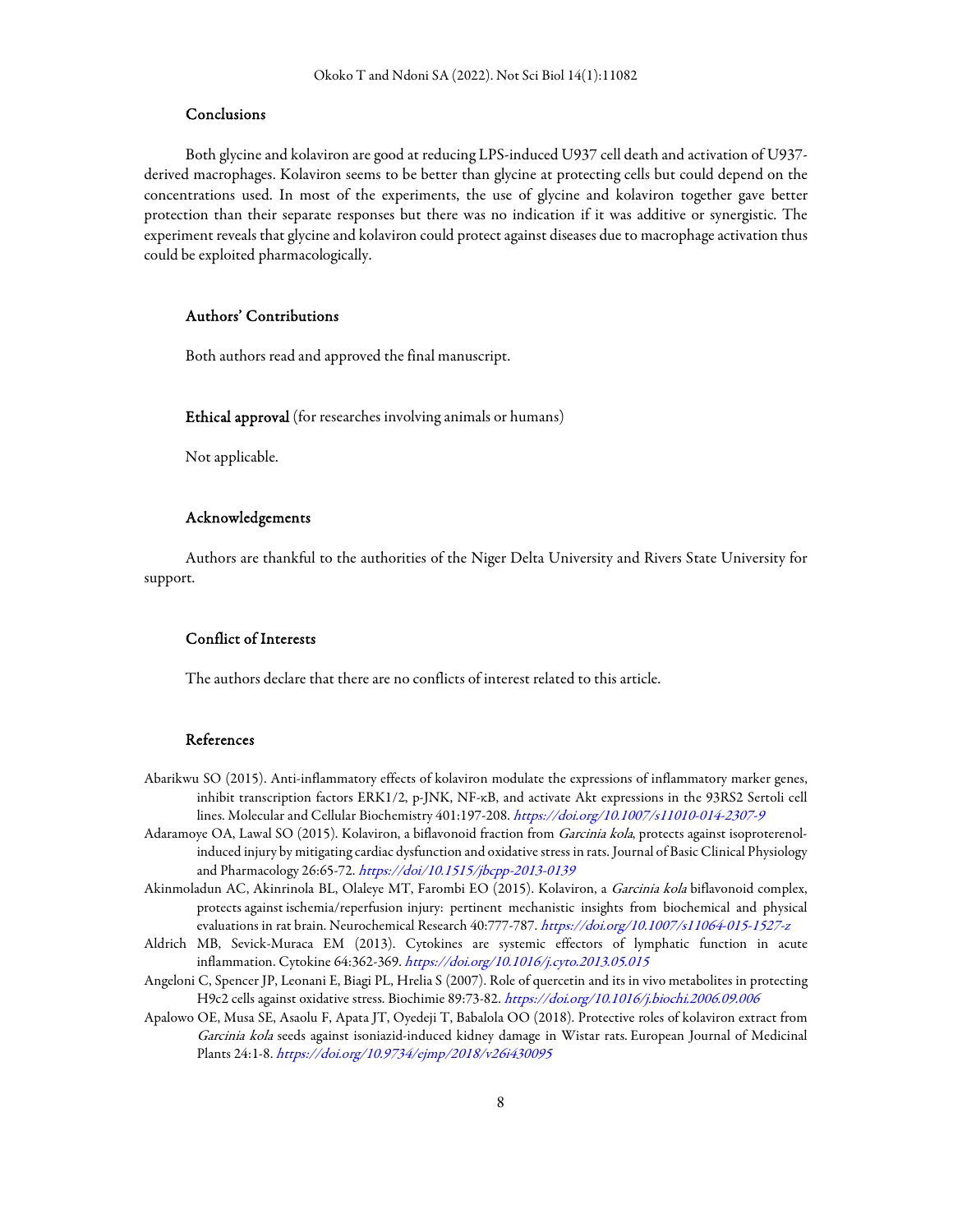## Conclusions

Both glycine and kolaviron are good at reducing LPS-induced U937 cell death and activation of U937-derived macrophages. Kolaviron seems to be better than glycine at protecting cells but could depend on the concentrations used. In most of the experiments, the use of glycine and kolaviron together gave better protection than their separate responses but there was no indication if it was additive or synergistic. The experiment reveals that glycine and kolaviron could protect against diseases due to macrophage activation thus could be exploited pharmacologically.

## Authors' Contributions

Both authors read and approved the final manuscript.

## Ethical approval (for researches involving animals or humans)

Not applicable.

## Acknowledgements

Authors are thankful to the authorities of the Niger Delta University and Rivers State University for support.

## Conflict of Interests

The authors declare that there are no conflicts of interest related to this article.

## References

Abarikwu SO (2015). Anti-inflammatory effects of kolaviron modulate the expressions of inflammatory marker genes, inhibit transcription factors ERK1/2, p-JNK, NF-κB, and activate Akt expressions in the 93RS2 Sertoli cell lines. Molecular and Cellular Biochemistry 401:197-208. https://doi.org/10.1007/s11010-014-2307-9

Adaramoye OA, Lawal SO (2015). Kolaviron, a biflavonoid fraction from *Garcinia kola*, protects against isoproterenol-induced injury by mitigating cardiac dysfunction and oxidative stress in rats. Journal of Basic Clinical Physiology and Pharmacology 26:65-72. https://doi/10.1515/jbcpp-2013-0139

Akinmoladun AC, Akinrinola BL, Olaleye MT, Farombi EO (2015). Kolaviron, a *Garcinia kola* biflavonoid complex, protects against ischemia/reperfusion injury: pertinent mechanistic insights from biochemical and physical evaluations in rat brain. Neurochemical Research 40:777-787. https://doi.org/10.1007/s11064-015-1527-z

Aldrich MB, Sevick-Muraca EM (2013). Cytokines are systemic effectors of lymphatic function in acute inflammation. Cytokine 64:362-369. https://doi.org/10.1016/j.cyto.2013.05.015

Angeloni C, Spencer JP, Leonani E, Biagi PL, Hrelia S (2007). Role of quercetin and its in vivo metabolites in protecting H9c2 cells against oxidative stress. Biochimie 89:73-82. https://doi.org/10.1016/j.biochi.2006.09.006

Apalowo OE, Musa SE, Asaolu F, Apata JT, Oyedeji T, Babalola OO (2018). Protective roles of kolaviron extract from *Garcinia kola* seeds against isoniazid-induced kidney damage in Wistar rats. European Journal of Medicinal Plants 24:1-8. https://doi.org/10.9734/ejmp/2018/v26i430095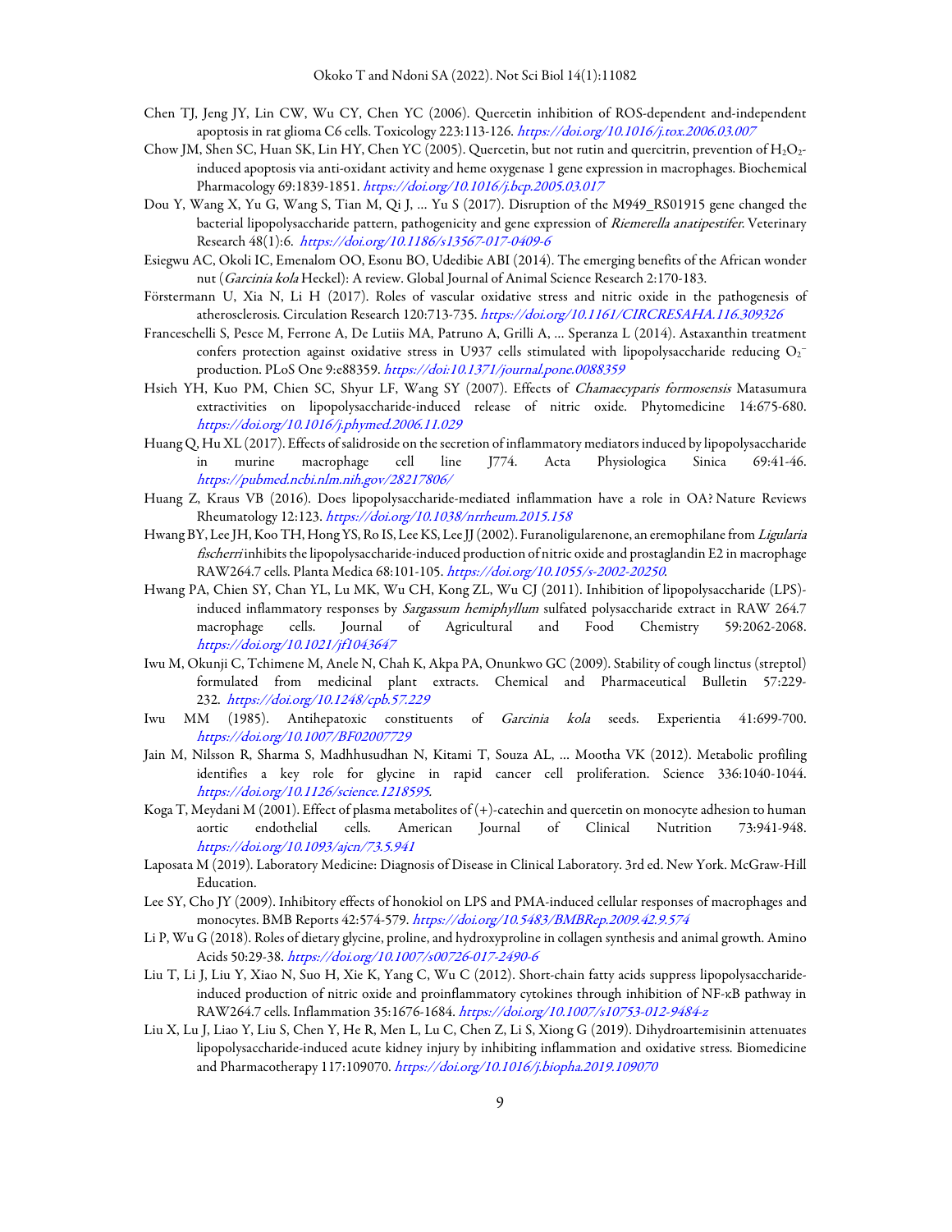Chen TJ, Jeng JY, Lin CW, Wu CY, Chen YC (2006). Quercetin inhibition of ROS-dependent and-independent apoptosis in rat glioma C6 cells. Toxicology 223:113-126. *https://doi.org/10.1016/j.tox.2006.03.007*

Chow JM, Shen SC, Huan SK, Lin HY, Chen YC (2005). Quercetin, but not rutin and quercitrin, prevention of $H_2O_2$-induced apoptosis via anti-oxidant activity and heme oxygenase 1 gene expression in macrophages. Biochemical Pharmacology 69:1839-1851. *https://doi.org/10.1016/j.bcp.2005.03.017*

Dou Y, Wang X, Yu G, Wang S, Tian M, Qi J, … Yu S (2017). Disruption of the M949_RS01915 gene changed the bacterial lipopolysaccharide pattern, pathogenicity and gene expression of *Riemerella anatipestifer*. Veterinary Research 48(1):6. *https://doi.org/10.1186/s13567-017-0409-6*

Esiegwu AC, Okoli IC, Emenalom OO, Esonu BO, Udedibie ABI (2014). The emerging benefits of the African wonder nut (*Garcinia kola* Heckel): A review. Global Journal of Animal Science Research 2:170-183.

Förstermann U, Xia N, Li H (2017). Roles of vascular oxidative stress and nitric oxide in the pathogenesis of atherosclerosis. Circulation Research 120:713-735. *https://doi.org/10.1161/CIRCRESAHA.116.309326*

Franceschelli S, Pesce M, Ferrone A, De Lutiis MA, Patruno A, Grilli A, … Speranza L (2014). Astaxanthin treatment confers protection against oxidative stress in U937 cells stimulated with lipopolysaccharide reducing $O_2^-$ production. PLoS One 9:e88359. *https://doi:10.1371/journal.pone.0088359*

Hsieh YH, Kuo PM, Chien SC, Shyur LF, Wang SY (2007). Effects of *Chamaecyparis formosensis* Matasumura extractivities on lipopolysaccharide-induced release of nitric oxide. Phytomedicine 14:675-680. *https://doi.org/10.1016/j.phymed.2006.11.029*

Huang Q, Hu XL (2017). Effects of salidroside on the secretion of inflammatory mediators induced by lipopolysaccharide in murine macrophage cell line J774. Acta Physiologica Sinica 69:41-46. *https://pubmed.ncbi.nlm.nih.gov/28217806/*

Huang Z, Kraus VB (2016). Does lipopolysaccharide-mediated inflammation have a role in OA? Nature Reviews Rheumatology 12:123. *https://doi.org/10.1038/nrrheum.2015.158*

Hwang BY, Lee JH, Koo TH, Hong YS, Ro IS, Lee KS, Lee JJ (2002). Furanoligularenone, an eremophilane from *Ligularia fischerri* inhibits the lipopolysaccharide-induced production of nitric oxide and prostaglandin E2 in macrophage RAW264.7 cells. Planta Medica 68:101-105. *https://doi.org/10.1055/s-2002-20250*.

Hwang PA, Chien SY, Chan YL, Lu MK, Wu CH, Kong ZL, Wu CJ (2011). Inhibition of lipopolysaccharide (LPS)-induced inflammatory responses by *Sargassum hemiphyllum* sulfated polysaccharide extract in RAW 264.7 macrophage cells. Journal of Agricultural and Food Chemistry 59:2062-2068. *https://doi.org/10.1021/jf1043647*

Iwu M, Okunji C, Tchimene M, Anele N, Chah K, Akpa PA, Onunkwo GC (2009). Stability of cough linctus (streptol) formulated from medicinal plant extracts. Chemical and Pharmaceutical Bulletin 57:229-232. *https://doi.org/10.1248/cpb.57.229*

Iwu MM (1985). Antihepatoxic constituents of *Garcinia kola* seeds. Experientia 41:699-700. *https://doi.org/10.1007/BF02007729*

Jain M, Nilsson R, Sharma S, Madhhusudhan N, Kitami T, Souza AL, … Mootha VK (2012). Metabolic profiling identifies a key role for glycine in rapid cancer cell proliferation. Science 336:1040-1044. *https://doi.org/10.1126/science.1218595*.

Koga T, Meydani M (2001). Effect of plasma metabolites of (+)-catechin and quercetin on monocyte adhesion to human aortic endothelial cells. American Journal of Clinical Nutrition 73:941-948. *https://doi.org/10.1093/ajcn/73.5.941*

Laposata M (2019). Laboratory Medicine: Diagnosis of Disease in Clinical Laboratory. 3rd ed. New York. McGraw-Hill Education.

Lee SY, Cho JY (2009). Inhibitory effects of honokiol on LPS and PMA-induced cellular responses of macrophages and monocytes. BMB Reports 42:574-579. *https://doi.org/10.5483/BMBRep.2009.42.9.574*

Li P, Wu G (2018). Roles of dietary glycine, proline, and hydroxyproline in collagen synthesis and animal growth. Amino Acids 50:29-38. *https://doi.org/10.1007/s00726-017-2490-6*

Liu T, Li J, Liu Y, Xiao N, Suo H, Xie K, Yang C, Wu C (2012). Short-chain fatty acids suppress lipopolysaccharide-induced production of nitric oxide and proinflammatory cytokines through inhibition of NF-κB pathway in RAW264.7 cells. Inflammation 35:1676-1684. *https://doi.org/10.1007/s10753-012-9484-z*

Liu X, Lu J, Liao Y, Liu S, Chen Y, He R, Men L, Lu C, Chen Z, Li S, Xiong G (2019). Dihydroartemisinin attenuates lipopolysaccharide-induced acute kidney injury by inhibiting inflammation and oxidative stress. Biomedicine and Pharmacotherapy 117:109070. *https://doi.org/10.1016/j.biopha.2019.109070*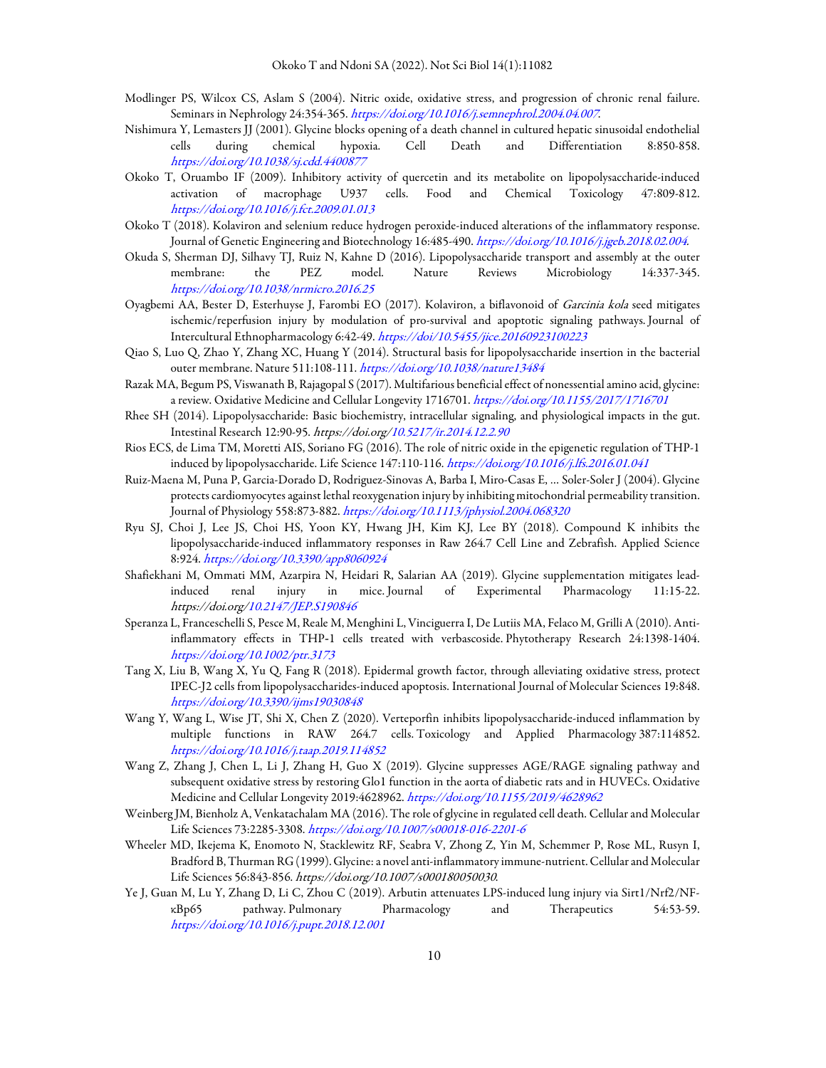Modlinger PS, Wilcox CS, Aslam S (2004). Nitric oxide, oxidative stress, and progression of chronic renal failure. Seminars in Nephrology 24:354-365. *https://doi.org/10.1016/j.semnephrol.2004.04.007*.

Nishimura Y, Lemasters JJ (2001). Glycine blocks opening of a death channel in cultured hepatic sinusoidal endothelial cells during chemical hypoxia. Cell Death and Differentiation 8:850-858. *https://doi.org/10.1038/sj.cdd.4400877*

Okoko T, Oruambo IF (2009). Inhibitory activity of quercetin and its metabolite on lipopolysaccharide-induced activation of macrophage U937 cells. Food and Chemical Toxicology 47:809-812. *https://doi.org/10.1016/j.fct.2009.01.013*

Okoko T (2018). Kolaviron and selenium reduce hydrogen peroxide-induced alterations of the inflammatory response. Journal of Genetic Engineering and Biotechnology 16:485-490. *https://doi.org/10.1016/j.jgeb.2018.02.004*.

Okuda S, Sherman DJ, Silhavy TJ, Ruiz N, Kahne D (2016). Lipopolysaccharide transport and assembly at the outer membrane: the PEZ model. Nature Reviews Microbiology 14:337-345. *https://doi.org/10.1038/nrmicro.2016.25*

Oyagbemi AA, Bester D, Esterhuyse J, Farombi EO (2017). Kolaviron, a biflavonoid of *Garcinia kola* seed mitigates ischemic/reperfusion injury by modulation of pro-survival and apoptotic signaling pathways. Journal of Intercultural Ethnopharmacology 6:42-49. *https://doi/10.5455/jice.20160923100223*

Qiao S, Luo Q, Zhao Y, Zhang XC, Huang Y (2014). Structural basis for lipopolysaccharide insertion in the bacterial outer membrane. Nature 511:108-111. *https://doi.org/10.1038/nature13484*

Razak MA, Begum PS, Viswanath B, Rajagopal S (2017). Multifarious beneficial effect of nonessential amino acid, glycine: a review. Oxidative Medicine and Cellular Longevity 1716701. *https://doi.org/10.1155/2017/1716701*

Rhee SH (2014). Lipopolysaccharide: Basic biochemistry, intracellular signaling, and physiological impacts in the gut. Intestinal Research 12:90-95. *https://doi.org/10.5217/ir.2014.12.2.90*

Rios ECS, de Lima TM, Moretti AIS, Soriano FG (2016). The role of nitric oxide in the epigenetic regulation of THP-1 induced by lipopolysaccharide. Life Science 147:110-116. *https://doi.org/10.1016/j.lfs.2016.01.041*

Ruiz-Maena M, Puna P, Garcia-Dorado D, Rodriguez-Sinovas A, Barba I, Miro-Casas E, … Soler-Soler J (2004). Glycine protects cardiomyocytes against lethal reoxygenation injury by inhibiting mitochondrial permeability transition. Journal of Physiology 558:873-882. *https://doi.org/10.1113/jphysiol.2004.068320*

Ryu SJ, Choi J, Lee JS, Choi HS, Yoon KY, Hwang JH, Kim KJ, Lee BY (2018). Compound K inhibits the lipopolysaccharide-induced inflammatory responses in Raw 264.7 Cell Line and Zebrafish. Applied Science 8:924. *https://doi.org/10.3390/app8060924*

Shafiekhani M, Ommati MM, Azarpira N, Heidari R, Salarian AA (2019). Glycine supplementation mitigates lead-induced renal injury in mice. Journal of Experimental Pharmacology 11:15-22. *https://doi.org/10.2147/JEP.S190846*

Speranza L, Franceschelli S, Pesce M, Reale M, Menghini L, Vinciguerra I, De Lutiis MA, Felaco M, Grilli A (2010). Anti-inflammatory effects in THP-1 cells treated with verbascoside. Phytotherapy Research 24:1398-1404. *https://doi.org/10.1002/ptr.3173*

Tang X, Liu B, Wang X, Yu Q, Fang R (2018). Epidermal growth factor, through alleviating oxidative stress, protect IPEC-J2 cells from lipopolysaccharides-induced apoptosis. International Journal of Molecular Sciences 19:848. *https://doi.org/10.3390/ijms19030848*

Wang Y, Wang L, Wise JT, Shi X, Chen Z (2020). Verteporfin inhibits lipopolysaccharide-induced inflammation by multiple functions in RAW 264.7 cells. Toxicology and Applied Pharmacology 387:114852. *https://doi.org/10.1016/j.taap.2019.114852*

Wang Z, Zhang J, Chen L, Li J, Zhang H, Guo X (2019). Glycine suppresses AGE/RAGE signaling pathway and subsequent oxidative stress by restoring Glo1 function in the aorta of diabetic rats and in HUVECs. Oxidative Medicine and Cellular Longevity 2019:4628962. *https://doi.org/10.1155/2019/4628962*

Weinberg JM, Bienholz A, Venkatachalam MA (2016). The role of glycine in regulated cell death. Cellular and Molecular Life Sciences 73:2285-3308. *https://doi.org/10.1007/s00018-016-2201-6*

Wheeler MD, Ikejema K, Enomoto N, Stacklewitz RF, Seabra V, Zhong Z, Yin M, Schemmer P, Rose ML, Rusyn I, Bradford B, Thurman RG (1999). Glycine: a novel anti-inflammatory immune-nutrient. Cellular and Molecular Life Sciences 56:843-856. *https://doi.org/10.1007/s000180050030*.

Ye J, Guan M, Lu Y, Zhang D, Li C, Zhou C (2019). Arbutin attenuates LPS-induced lung injury via Sirt1/Nrf2/NF-κBp65 pathway. Pulmonary Pharmacology and Therapeutics 54:53-59. *https://doi.org/10.1016/j.pupt.2018.12.001*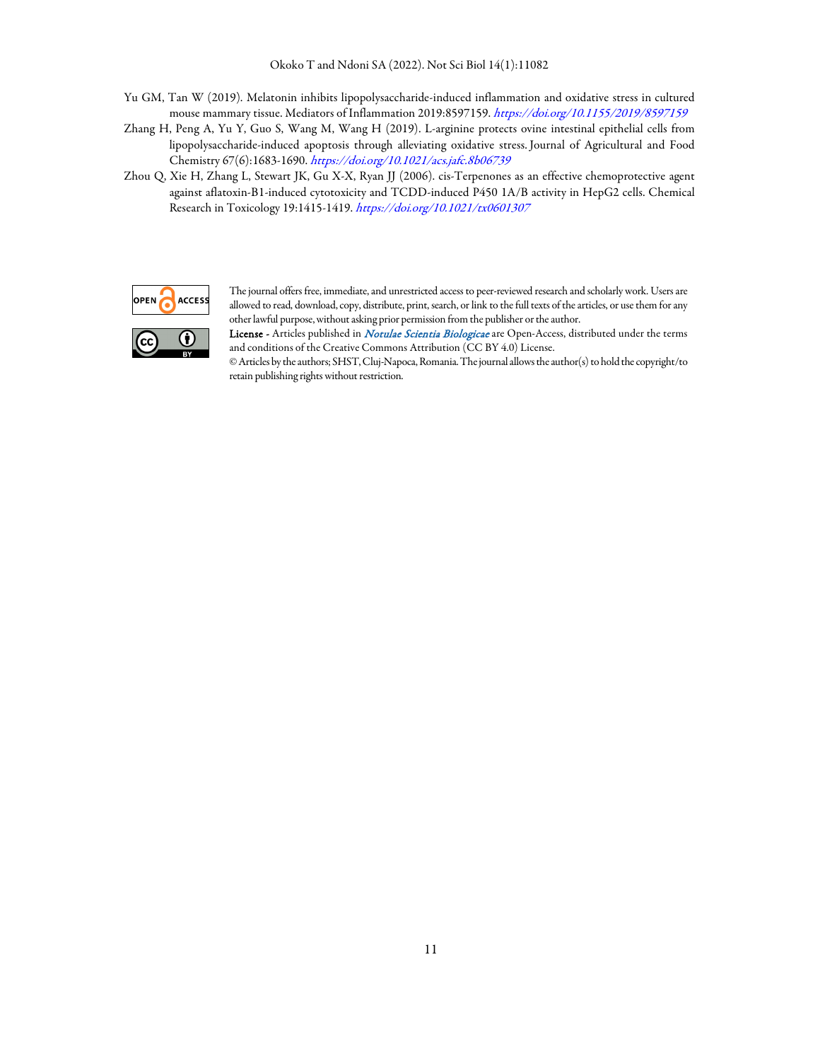Yu GM, Tan W (2019). Melatonin inhibits lipopolysaccharide-induced inflammation and oxidative stress in cultured mouse mammary tissue. Mediators of Inflammation 2019:8597159. *https://doi.org/10.1155/2019/8597159*

Zhang H, Peng A, Yu Y, Guo S, Wang M, Wang H (2019). L-arginine protects ovine intestinal epithelial cells from lipopolysaccharide-induced apoptosis through alleviating oxidative stress. Journal of Agricultural and Food Chemistry 67(6):1683-1690. *https://doi.org/10.1021/acs.jafc.8b06739*

Zhou Q, Xie H, Zhang L, Stewart JK, Gu X-X, Ryan JJ (2006). cis-Terpenones as an effective chemoprotective agent against aflatoxin-B1-induced cytotoxicity and TCDD-induced P450 1A/B activity in HepG2 cells. Chemical Research in Toxicology 19:1415-1419. *https://doi.org/10.1021/tx0601307*

The journal offers free, immediate, and unrestricted access to peer-reviewed research and scholarly work. Users are allowed to read, download, copy, distribute, print, search, or link to the full texts of the articles, or use them for any other lawful purpose, without asking prior permission from the publisher or the author.

**License** - Articles published in ***Notulae Scientia Biologicae*** are Open-Access, distributed under the terms and conditions of the Creative Commons Attribution (CC BY 4.0) License.

© Articles by the authors; SHST, Cluj-Napoca, Romania. The journal allows the author(s) to hold the copyright/to retain publishing rights without restriction.